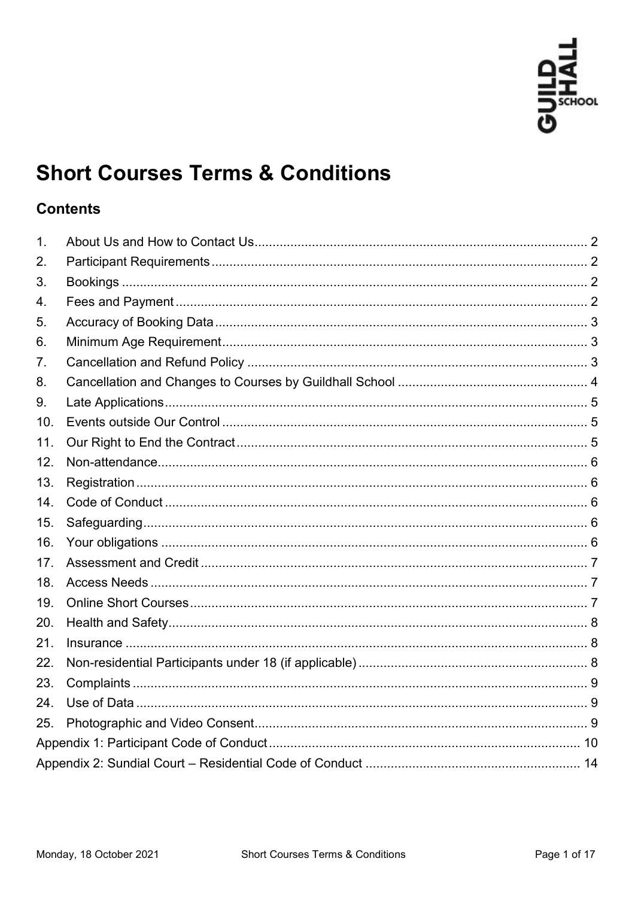# Short Courses Terms & Conditions

## Contents

1. About Us and How to Contact Us ..... 2
2. Participant Requirements ..... 2
3. Bookings ..... 2
4. Fees and Payment ..... 2
5. Accuracy of Booking Data ..... 3
6. Minimum Age Requirement ..... 3
7. Cancellation and Refund Policy ..... 3
8. Cancellation and Changes to Courses by Guildhall School ..... 4
9. Late Applications ..... 5
10. Events outside Our Control ..... 5
11. Our Right to End the Contract ..... 5
12. Non-attendance ..... 6
13. Registration ..... 6
14. Code of Conduct ..... 6
15. Safeguarding ..... 6
16. Your obligations ..... 6
17. Assessment and Credit ..... 7
18. Access Needs ..... 7
19. Online Short Courses ..... 7
20. Health and Safety ..... 8
21. Insurance ..... 8
22. Non-residential Participants under 18 (if applicable) ..... 8
23. Complaints ..... 9
24. Use of Data ..... 9
25. Photographic and Video Consent ..... 9

Appendix 1: Participant Code of Conduct ..... 10

Appendix 2: Sundial Court – Residential Code of Conduct ..... 14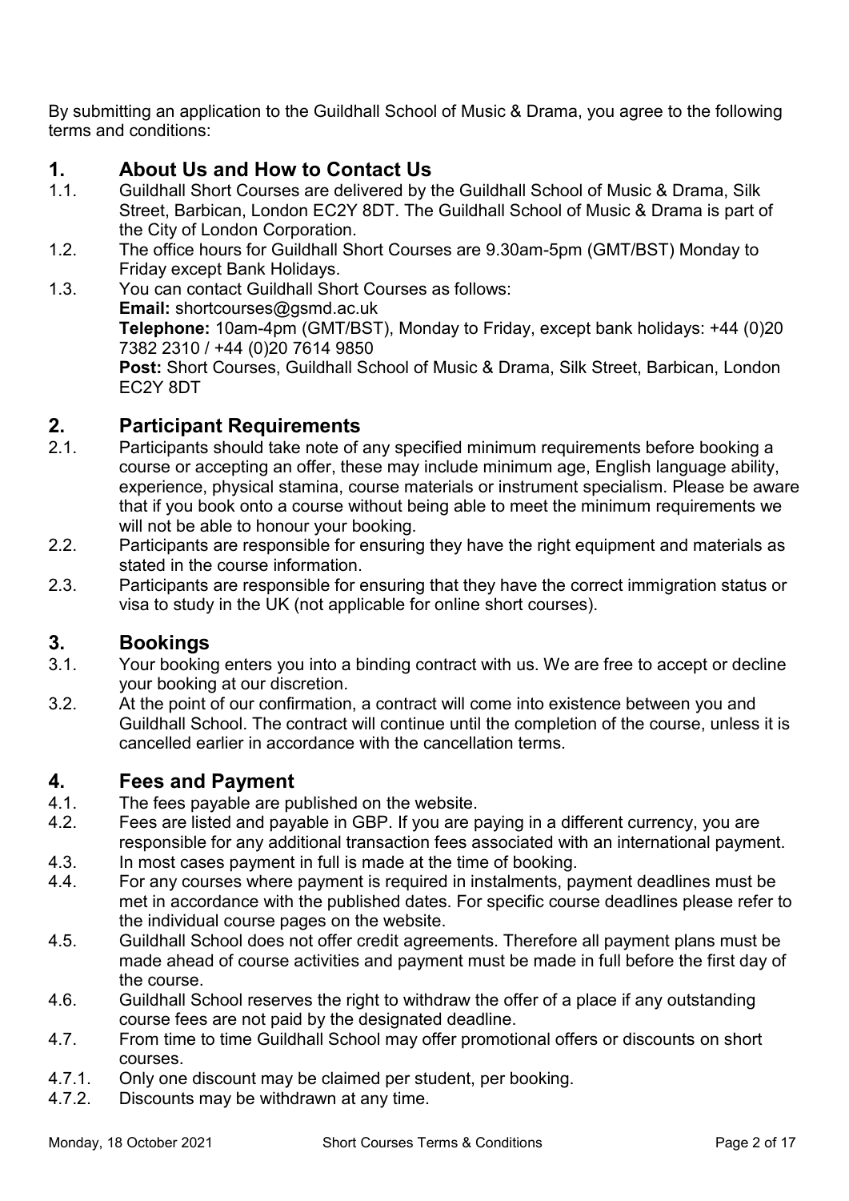By submitting an application to the Guildhall School of Music & Drama, you agree to the following terms and conditions:

## 1. About Us and How to Contact Us

1.1. Guildhall Short Courses are delivered by the Guildhall School of Music & Drama, Silk Street, Barbican, London EC2Y 8DT. The Guildhall School of Music & Drama is part of the City of London Corporation.

1.2. The office hours for Guildhall Short Courses are 9.30am-5pm (GMT/BST) Monday to Friday except Bank Holidays.

1.3. You can contact Guildhall Short Courses as follows:
**Email:** shortcourses@gsmd.ac.uk
**Telephone:** 10am-4pm (GMT/BST), Monday to Friday, except bank holidays: +44 (0)20 7382 2310 / +44 (0)20 7614 9850
**Post:** Short Courses, Guildhall School of Music & Drama, Silk Street, Barbican, London EC2Y 8DT

## 2. Participant Requirements

2.1. Participants should take note of any specified minimum requirements before booking a course or accepting an offer, these may include minimum age, English language ability, experience, physical stamina, course materials or instrument specialism. Please be aware that if you book onto a course without being able to meet the minimum requirements we will not be able to honour your booking.

2.2. Participants are responsible for ensuring they have the right equipment and materials as stated in the course information.

2.3. Participants are responsible for ensuring that they have the correct immigration status or visa to study in the UK (not applicable for online short courses).

## 3. Bookings

3.1. Your booking enters you into a binding contract with us. We are free to accept or decline your booking at our discretion.

3.2. At the point of our confirmation, a contract will come into existence between you and Guildhall School. The contract will continue until the completion of the course, unless it is cancelled earlier in accordance with the cancellation terms.

## 4. Fees and Payment

4.1. The fees payable are published on the website.

4.2. Fees are listed and payable in GBP. If you are paying in a different currency, you are responsible for any additional transaction fees associated with an international payment.

4.3. In most cases payment in full is made at the time of booking.

4.4. For any courses where payment is required in instalments, payment deadlines must be met in accordance with the published dates. For specific course deadlines please refer to the individual course pages on the website.

4.5. Guildhall School does not offer credit agreements. Therefore all payment plans must be made ahead of course activities and payment must be made in full before the first day of the course.

4.6. Guildhall School reserves the right to withdraw the offer of a place if any outstanding course fees are not paid by the designated deadline.

4.7. From time to time Guildhall School may offer promotional offers or discounts on short courses.

4.7.1. Only one discount may be claimed per student, per booking.

4.7.2. Discounts may be withdrawn at any time.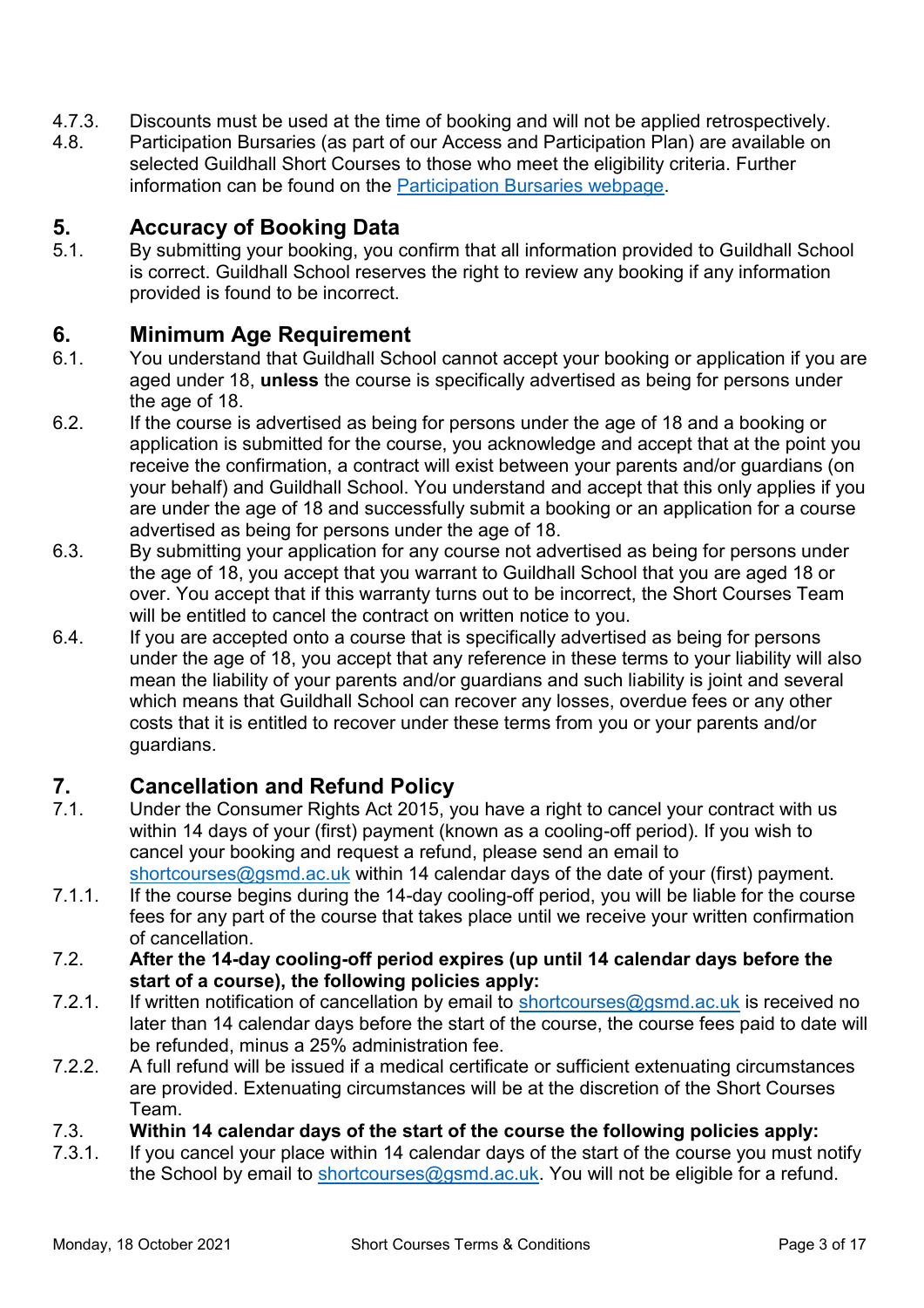4.7.3. Discounts must be used at the time of booking and will not be applied retrospectively.

4.8. Participation Bursaries (as part of our Access and Participation Plan) are available on selected Guildhall Short Courses to those who meet the eligibility criteria. Further information can be found on the [Participation Bursaries webpage](#).

## 5. Accuracy of Booking Data

5.1. By submitting your booking, you confirm that all information provided to Guildhall School is correct. Guildhall School reserves the right to review any booking if any information provided is found to be incorrect.

## 6. Minimum Age Requirement

6.1. You understand that Guildhall School cannot accept your booking or application if you are aged under 18, **unless** the course is specifically advertised as being for persons under the age of 18.

6.2. If the course is advertised as being for persons under the age of 18 and a booking or application is submitted for the course, you acknowledge and accept that at the point you receive the confirmation, a contract will exist between your parents and/or guardians (on your behalf) and Guildhall School. You understand and accept that this only applies if you are under the age of 18 and successfully submit a booking or an application for a course advertised as being for persons under the age of 18.

6.3. By submitting your application for any course not advertised as being for persons under the age of 18, you accept that you warrant to Guildhall School that you are aged 18 or over. You accept that if this warranty turns out to be incorrect, the Short Courses Team will be entitled to cancel the contract on written notice to you.

6.4. If you are accepted onto a course that is specifically advertised as being for persons under the age of 18, you accept that any reference in these terms to your liability will also mean the liability of your parents and/or guardians and such liability is joint and several which means that Guildhall School can recover any losses, overdue fees or any other costs that it is entitled to recover under these terms from you or your parents and/or guardians.

## 7. Cancellation and Refund Policy

7.1. Under the Consumer Rights Act 2015, you have a right to cancel your contract with us within 14 days of your (first) payment (known as a cooling-off period). If you wish to cancel your booking and request a refund, please send an email to shortcourses@gsmd.ac.uk within 14 calendar days of the date of your (first) payment.

7.1.1. If the course begins during the 14-day cooling-off period, you will be liable for the course fees for any part of the course that takes place until we receive your written confirmation of cancellation.

7.2. **After the 14-day cooling-off period expires (up until 14 calendar days before the start of a course), the following policies apply:**

7.2.1. If written notification of cancellation by email to shortcourses@gsmd.ac.uk is received no later than 14 calendar days before the start of the course, the course fees paid to date will be refunded, minus a 25% administration fee.

7.2.2. A full refund will be issued if a medical certificate or sufficient extenuating circumstances are provided. Extenuating circumstances will be at the discretion of the Short Courses Team.

7.3. **Within 14 calendar days of the start of the course the following policies apply:**

7.3.1. If you cancel your place within 14 calendar days of the start of the course you must notify the School by email to shortcourses@gsmd.ac.uk. You will not be eligible for a refund.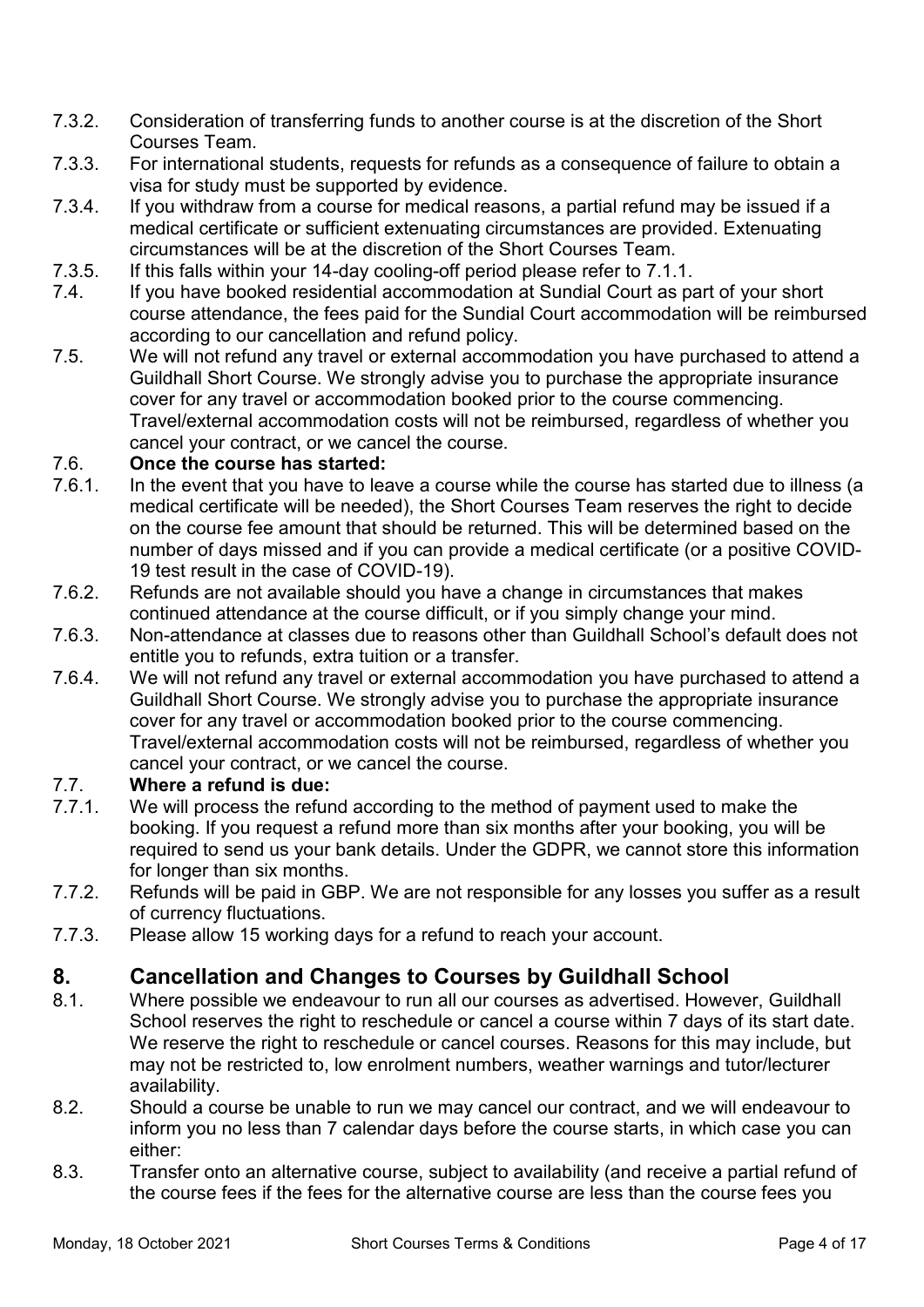7.3.2. Consideration of transferring funds to another course is at the discretion of the Short Courses Team.

7.3.3. For international students, requests for refunds as a consequence of failure to obtain a visa for study must be supported by evidence.

7.3.4. If you withdraw from a course for medical reasons, a partial refund may be issued if a medical certificate or sufficient extenuating circumstances are provided. Extenuating circumstances will be at the discretion of the Short Courses Team.

7.3.5. If this falls within your 14-day cooling-off period please refer to 7.1.1.

7.4. If you have booked residential accommodation at Sundial Court as part of your short course attendance, the fees paid for the Sundial Court accommodation will be reimbursed according to our cancellation and refund policy.

7.5. We will not refund any travel or external accommodation you have purchased to attend a Guildhall Short Course. We strongly advise you to purchase the appropriate insurance cover for any travel or accommodation booked prior to the course commencing. Travel/external accommodation costs will not be reimbursed, regardless of whether you cancel your contract, or we cancel the course.

7.6. **Once the course has started:**

7.6.1. In the event that you have to leave a course while the course has started due to illness (a medical certificate will be needed), the Short Courses Team reserves the right to decide on the course fee amount that should be returned. This will be determined based on the number of days missed and if you can provide a medical certificate (or a positive COVID-19 test result in the case of COVID-19).

7.6.2. Refunds are not available should you have a change in circumstances that makes continued attendance at the course difficult, or if you simply change your mind.

7.6.3. Non-attendance at classes due to reasons other than Guildhall School's default does not entitle you to refunds, extra tuition or a transfer.

7.6.4. We will not refund any travel or external accommodation you have purchased to attend a Guildhall Short Course. We strongly advise you to purchase the appropriate insurance cover for any travel or accommodation booked prior to the course commencing. Travel/external accommodation costs will not be reimbursed, regardless of whether you cancel your contract, or we cancel the course.

7.7. **Where a refund is due:**

7.7.1. We will process the refund according to the method of payment used to make the booking. If you request a refund more than six months after your booking, you will be required to send us your bank details. Under the GDPR, we cannot store this information for longer than six months.

7.7.2. Refunds will be paid in GBP. We are not responsible for any losses you suffer as a result of currency fluctuations.

7.7.3. Please allow 15 working days for a refund to reach your account.

## 8. Cancellation and Changes to Courses by Guildhall School

8.1. Where possible we endeavour to run all our courses as advertised. However, Guildhall School reserves the right to reschedule or cancel a course within 7 days of its start date. We reserve the right to reschedule or cancel courses. Reasons for this may include, but may not be restricted to, low enrolment numbers, weather warnings and tutor/lecturer availability.

8.2. Should a course be unable to run we may cancel our contract, and we will endeavour to inform you no less than 7 calendar days before the course starts, in which case you can either:

8.3. Transfer onto an alternative course, subject to availability (and receive a partial refund of the course fees if the fees for the alternative course are less than the course fees you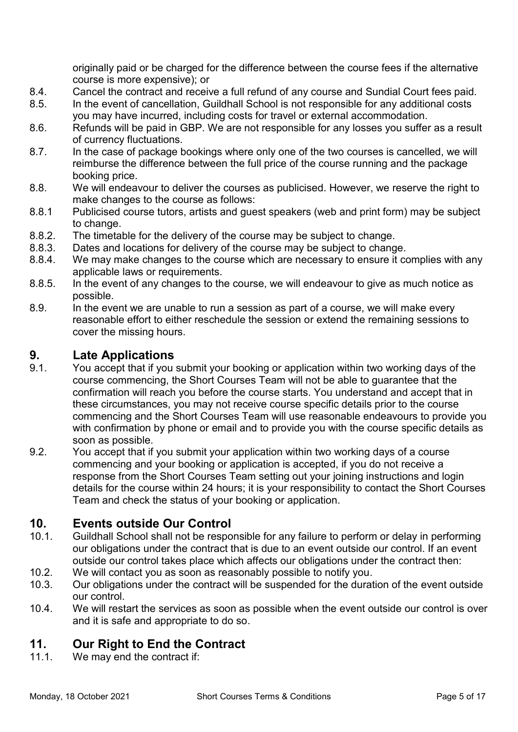originally paid or be charged for the difference between the course fees if the alternative course is more expensive); or

8.4. Cancel the contract and receive a full refund of any course and Sundial Court fees paid.

8.5. In the event of cancellation, Guildhall School is not responsible for any additional costs you may have incurred, including costs for travel or external accommodation.

8.6. Refunds will be paid in GBP. We are not responsible for any losses you suffer as a result of currency fluctuations.

8.7. In the case of package bookings where only one of the two courses is cancelled, we will reimburse the difference between the full price of the course running and the package booking price.

8.8. We will endeavour to deliver the courses as publicised. However, we reserve the right to make changes to the course as follows:

8.8.1 Publicised course tutors, artists and guest speakers (web and print form) may be subject to change.

8.8.2. The timetable for the delivery of the course may be subject to change.

8.8.3. Dates and locations for delivery of the course may be subject to change.

8.8.4. We may make changes to the course which are necessary to ensure it complies with any applicable laws or requirements.

8.8.5. In the event of any changes to the course, we will endeavour to give as much notice as possible.

8.9. In the event we are unable to run a session as part of a course, we will make every reasonable effort to either reschedule the session or extend the remaining sessions to cover the missing hours.

## 9. Late Applications

9.1. You accept that if you submit your booking or application within two working days of the course commencing, the Short Courses Team will not be able to guarantee that the confirmation will reach you before the course starts. You understand and accept that in these circumstances, you may not receive course specific details prior to the course commencing and the Short Courses Team will use reasonable endeavours to provide you with confirmation by phone or email and to provide you with the course specific details as soon as possible.

9.2. You accept that if you submit your application within two working days of a course commencing and your booking or application is accepted, if you do not receive a response from the Short Courses Team setting out your joining instructions and login details for the course within 24 hours; it is your responsibility to contact the Short Courses Team and check the status of your booking or application.

## 10. Events outside Our Control

10.1. Guildhall School shall not be responsible for any failure to perform or delay in performing our obligations under the contract that is due to an event outside our control. If an event outside our control takes place which affects our obligations under the contract then:

10.2. We will contact you as soon as reasonably possible to notify you.

10.3. Our obligations under the contract will be suspended for the duration of the event outside our control.

10.4. We will restart the services as soon as possible when the event outside our control is over and it is safe and appropriate to do so.

## 11. Our Right to End the Contract

11.1. We may end the contract if: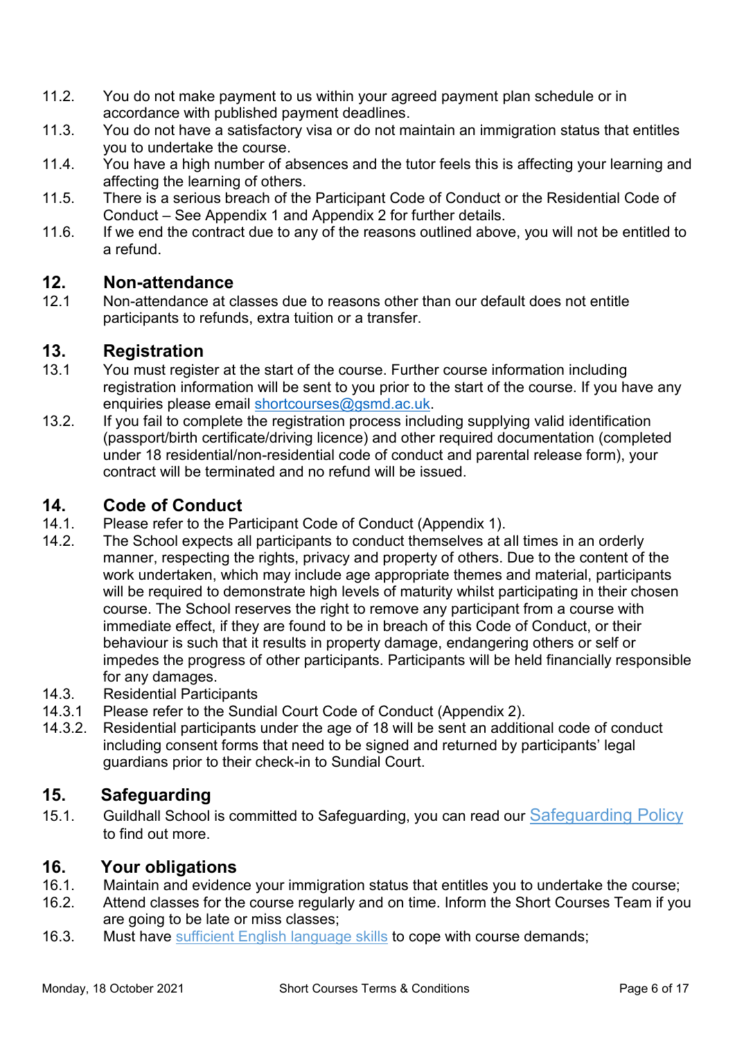11.2. You do not make payment to us within your agreed payment plan schedule or in accordance with published payment deadlines.

11.3. You do not have a satisfactory visa or do not maintain an immigration status that entitles you to undertake the course.

11.4. You have a high number of absences and the tutor feels this is affecting your learning and affecting the learning of others.

11.5. There is a serious breach of the Participant Code of Conduct or the Residential Code of Conduct – See Appendix 1 and Appendix 2 for further details.

11.6. If we end the contract due to any of the reasons outlined above, you will not be entitled to a refund.

## 12. Non-attendance

12.1 Non-attendance at classes due to reasons other than our default does not entitle participants to refunds, extra tuition or a transfer.

## 13. Registration

13.1 You must register at the start of the course. Further course information including registration information will be sent to you prior to the start of the course. If you have any enquiries please email shortcourses@gsmd.ac.uk.

13.2. If you fail to complete the registration process including supplying valid identification (passport/birth certificate/driving licence) and other required documentation (completed under 18 residential/non-residential code of conduct and parental release form), your contract will be terminated and no refund will be issued.

## 14. Code of Conduct

14.1. Please refer to the Participant Code of Conduct (Appendix 1).

14.2. The School expects all participants to conduct themselves at all times in an orderly manner, respecting the rights, privacy and property of others. Due to the content of the work undertaken, which may include age appropriate themes and material, participants will be required to demonstrate high levels of maturity whilst participating in their chosen course. The School reserves the right to remove any participant from a course with immediate effect, if they are found to be in breach of this Code of Conduct, or their behaviour is such that it results in property damage, endangering others or self or impedes the progress of other participants. Participants will be held financially responsible for any damages.

14.3. Residential Participants

14.3.1 Please refer to the Sundial Court Code of Conduct (Appendix 2).

14.3.2. Residential participants under the age of 18 will be sent an additional code of conduct including consent forms that need to be signed and returned by participants' legal guardians prior to their check-in to Sundial Court.

## 15. Safeguarding

15.1. Guildhall School is committed to Safeguarding, you can read our Safeguarding Policy to find out more.

## 16. Your obligations

16.1. Maintain and evidence your immigration status that entitles you to undertake the course;

16.2. Attend classes for the course regularly and on time. Inform the Short Courses Team if you are going to be late or miss classes;

16.3. Must have sufficient English language skills to cope with course demands;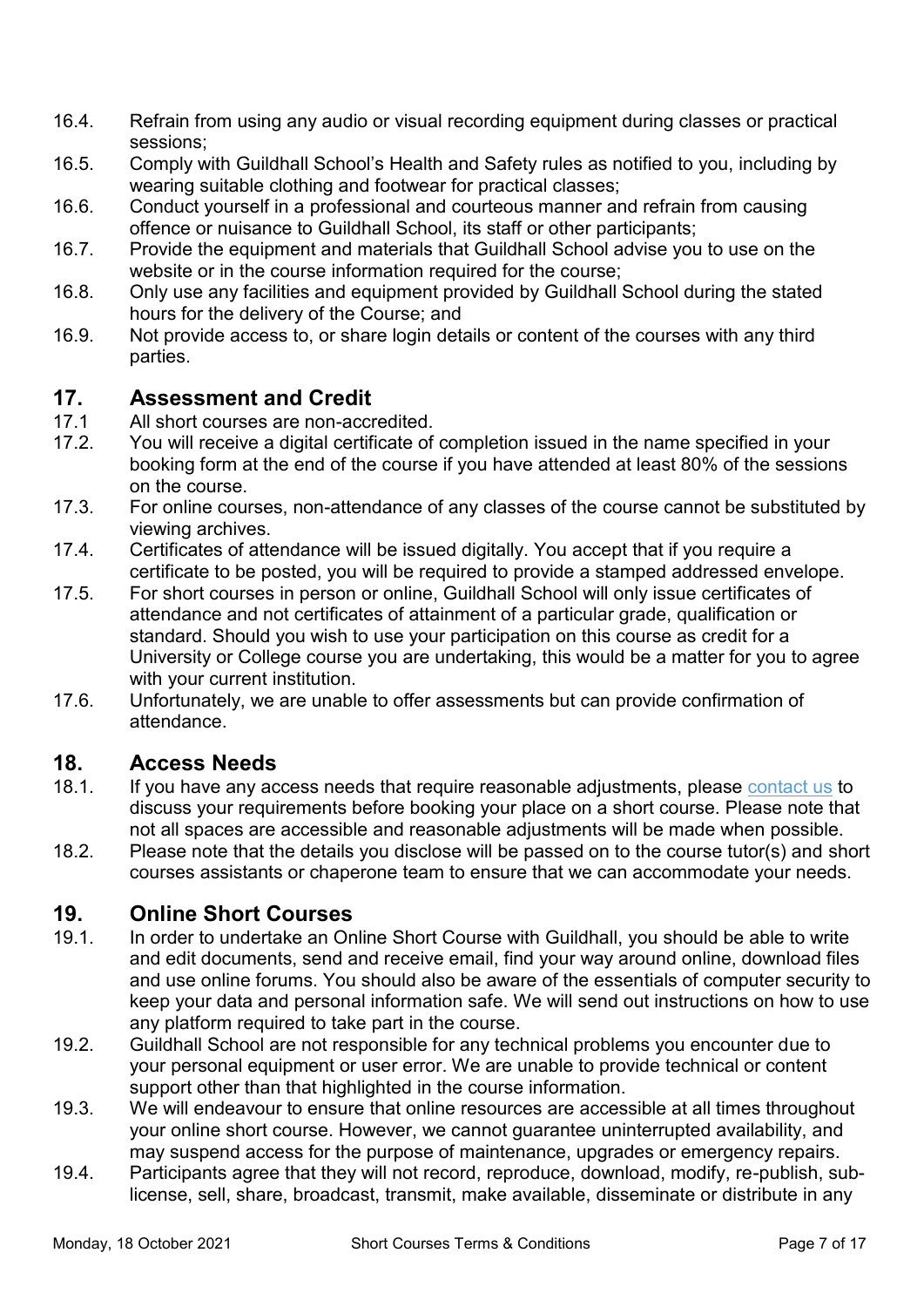16.4. Refrain from using any audio or visual recording equipment during classes or practical sessions;

16.5. Comply with Guildhall School's Health and Safety rules as notified to you, including by wearing suitable clothing and footwear for practical classes;

16.6. Conduct yourself in a professional and courteous manner and refrain from causing offence or nuisance to Guildhall School, its staff or other participants;

16.7. Provide the equipment and materials that Guildhall School advise you to use on the website or in the course information required for the course;

16.8. Only use any facilities and equipment provided by Guildhall School during the stated hours for the delivery of the Course; and

16.9. Not provide access to, or share login details or content of the courses with any third parties.

## 17. Assessment and Credit

17.1 All short courses are non-accredited.

17.2. You will receive a digital certificate of completion issued in the name specified in your booking form at the end of the course if you have attended at least 80% of the sessions on the course.

17.3. For online courses, non-attendance of any classes of the course cannot be substituted by viewing archives.

17.4. Certificates of attendance will be issued digitally. You accept that if you require a certificate to be posted, you will be required to provide a stamped addressed envelope.

17.5. For short courses in person or online, Guildhall School will only issue certificates of attendance and not certificates of attainment of a particular grade, qualification or standard. Should you wish to use your participation on this course as credit for a University or College course you are undertaking, this would be a matter for you to agree with your current institution.

17.6. Unfortunately, we are unable to offer assessments but can provide confirmation of attendance.

## 18. Access Needs

18.1. If you have any access needs that require reasonable adjustments, please contact us to discuss your requirements before booking your place on a short course. Please note that not all spaces are accessible and reasonable adjustments will be made when possible.

18.2. Please note that the details you disclose will be passed on to the course tutor(s) and short courses assistants or chaperone team to ensure that we can accommodate your needs.

## 19. Online Short Courses

19.1. In order to undertake an Online Short Course with Guildhall, you should be able to write and edit documents, send and receive email, find your way around online, download files and use online forums. You should also be aware of the essentials of computer security to keep your data and personal information safe. We will send out instructions on how to use any platform required to take part in the course.

19.2. Guildhall School are not responsible for any technical problems you encounter due to your personal equipment or user error. We are unable to provide technical or content support other than that highlighted in the course information.

19.3. We will endeavour to ensure that online resources are accessible at all times throughout your online short course. However, we cannot guarantee uninterrupted availability, and may suspend access for the purpose of maintenance, upgrades or emergency repairs.

19.4. Participants agree that they will not record, reproduce, download, modify, re-publish, sub-license, sell, share, broadcast, transmit, make available, disseminate or distribute in any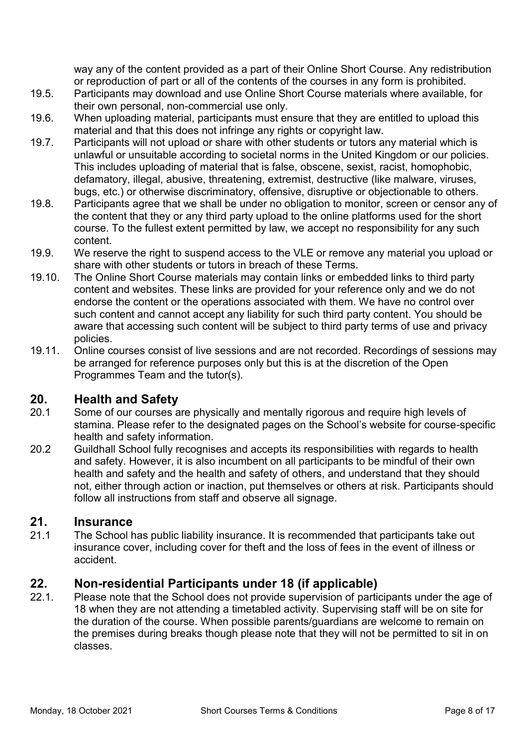way any of the content provided as a part of their Online Short Course. Any redistribution or reproduction of part or all of the contents of the courses in any form is prohibited.

19.5. Participants may download and use Online Short Course materials where available, for their own personal, non-commercial use only.

19.6. When uploading material, participants must ensure that they are entitled to upload this material and that this does not infringe any rights or copyright law.

19.7. Participants will not upload or share with other students or tutors any material which is unlawful or unsuitable according to societal norms in the United Kingdom or our policies. This includes uploading of material that is false, obscene, sexist, racist, homophobic, defamatory, illegal, abusive, threatening, extremist, destructive (like malware, viruses, bugs, etc.) or otherwise discriminatory, offensive, disruptive or objectionable to others.

19.8. Participants agree that we shall be under no obligation to monitor, screen or censor any of the content that they or any third party upload to the online platforms used for the short course. To the fullest extent permitted by law, we accept no responsibility for any such content.

19.9. We reserve the right to suspend access to the VLE or remove any material you upload or share with other students or tutors in breach of these Terms.

19.10. The Online Short Course materials may contain links or embedded links to third party content and websites. These links are provided for your reference only and we do not endorse the content or the operations associated with them. We have no control over such content and cannot accept any liability for such third party content. You should be aware that accessing such content will be subject to third party terms of use and privacy policies.

19.11. Online courses consist of live sessions and are not recorded. Recordings of sessions may be arranged for reference purposes only but this is at the discretion of the Open Programmes Team and the tutor(s).

## 20. Health and Safety

20.1 Some of our courses are physically and mentally rigorous and require high levels of stamina. Please refer to the designated pages on the School's website for course-specific health and safety information.

20.2 Guildhall School fully recognises and accepts its responsibilities with regards to health and safety. However, it is also incumbent on all participants to be mindful of their own health and safety and the health and safety of others, and understand that they should not, either through action or inaction, put themselves or others at risk. Participants should follow all instructions from staff and observe all signage.

## 21. Insurance

21.1 The School has public liability insurance. It is recommended that participants take out insurance cover, including cover for theft and the loss of fees in the event of illness or accident.

## 22. Non-residential Participants under 18 (if applicable)

22.1. Please note that the School does not provide supervision of participants under the age of 18 when they are not attending a timetabled activity. Supervising staff will be on site for the duration of the course. When possible parents/guardians are welcome to remain on the premises during breaks though please note that they will not be permitted to sit in on classes.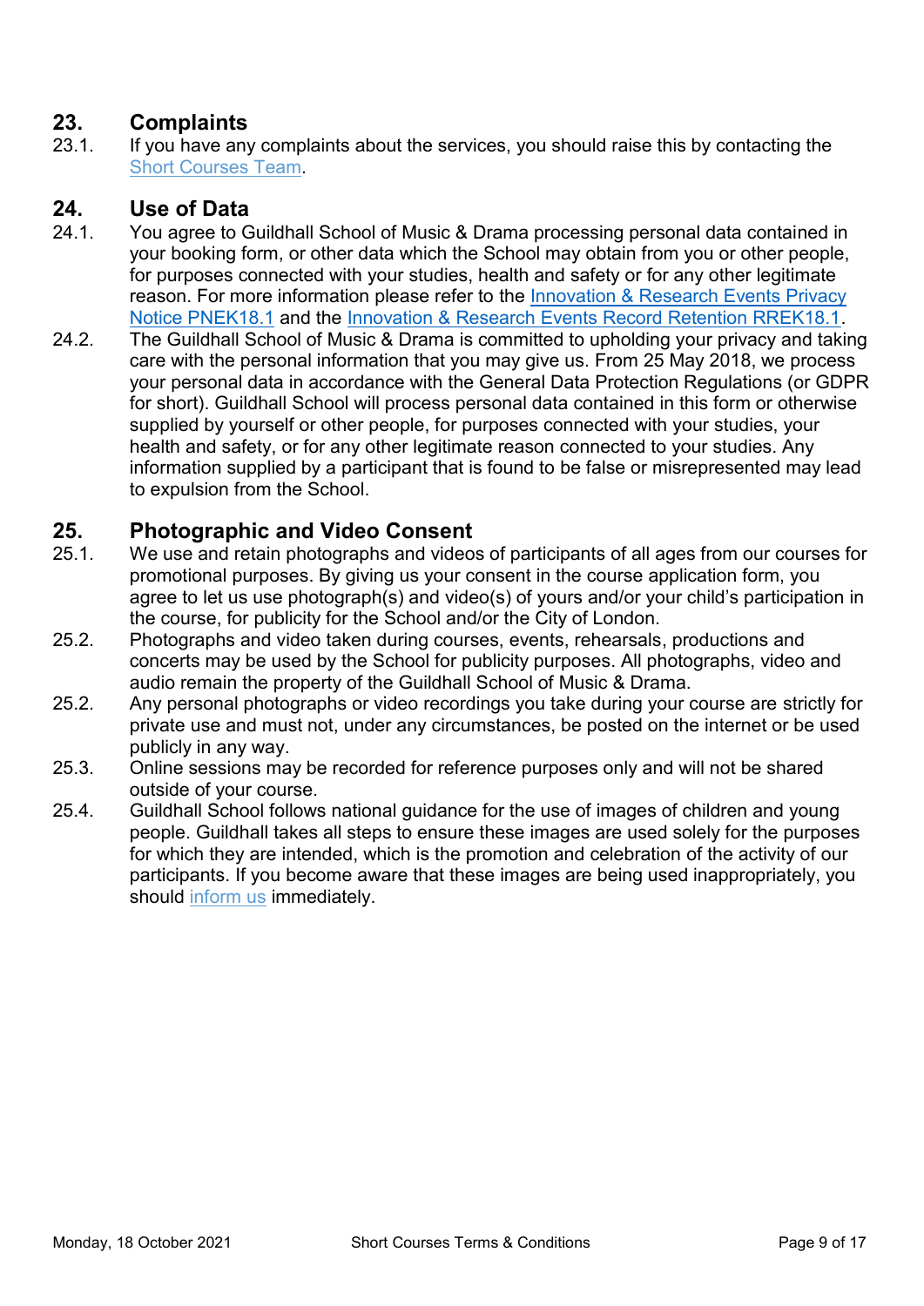## 23. Complaints

23.1. If you have any complaints about the services, you should raise this by contacting the Short Courses Team.

## 24. Use of Data

24.1. You agree to Guildhall School of Music & Drama processing personal data contained in your booking form, or other data which the School may obtain from you or other people, for purposes connected with your studies, health and safety or for any other legitimate reason. For more information please refer to the Innovation & Research Events Privacy Notice PNEK18.1 and the Innovation & Research Events Record Retention RREK18.1.

24.2. The Guildhall School of Music & Drama is committed to upholding your privacy and taking care with the personal information that you may give us. From 25 May 2018, we process your personal data in accordance with the General Data Protection Regulations (or GDPR for short). Guildhall School will process personal data contained in this form or otherwise supplied by yourself or other people, for purposes connected with your studies, your health and safety, or for any other legitimate reason connected to your studies. Any information supplied by a participant that is found to be false or misrepresented may lead to expulsion from the School.

## 25. Photographic and Video Consent

25.1. We use and retain photographs and videos of participants of all ages from our courses for promotional purposes. By giving us your consent in the course application form, you agree to let us use photograph(s) and video(s) of yours and/or your child's participation in the course, for publicity for the School and/or the City of London.

25.2. Photographs and video taken during courses, events, rehearsals, productions and concerts may be used by the School for publicity purposes. All photographs, video and audio remain the property of the Guildhall School of Music & Drama.

25.2. Any personal photographs or video recordings you take during your course are strictly for private use and must not, under any circumstances, be posted on the internet or be used publicly in any way.

25.3. Online sessions may be recorded for reference purposes only and will not be shared outside of your course.

25.4. Guildhall School follows national guidance for the use of images of children and young people. Guildhall takes all steps to ensure these images are used solely for the purposes for which they are intended, which is the promotion and celebration of the activity of our participants. If you become aware that these images are being used inappropriately, you should inform us immediately.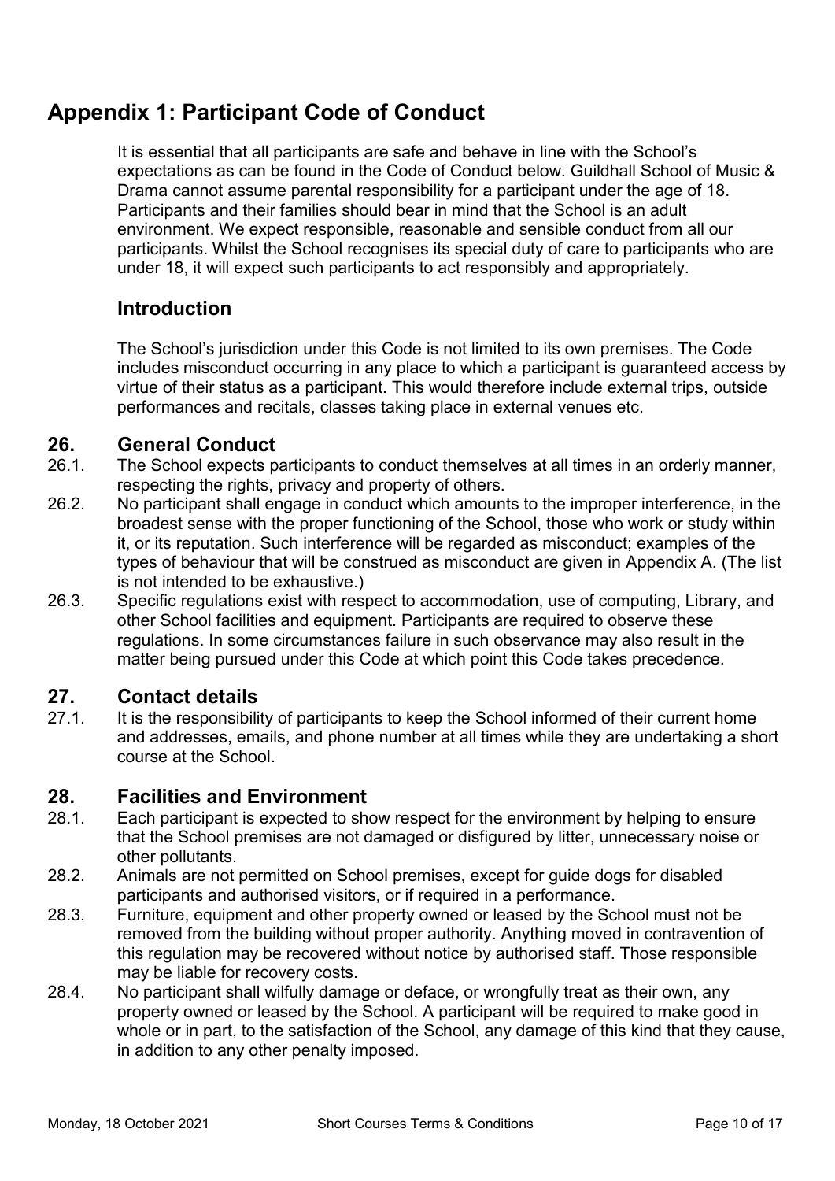# Appendix 1: Participant Code of Conduct

It is essential that all participants are safe and behave in line with the School's expectations as can be found in the Code of Conduct below. Guildhall School of Music & Drama cannot assume parental responsibility for a participant under the age of 18. Participants and their families should bear in mind that the School is an adult environment. We expect responsible, reasonable and sensible conduct from all our participants. Whilst the School recognises its special duty of care to participants who are under 18, it will expect such participants to act responsibly and appropriately.

## Introduction

The School's jurisdiction under this Code is not limited to its own premises. The Code includes misconduct occurring in any place to which a participant is guaranteed access by virtue of their status as a participant. This would therefore include external trips, outside performances and recitals, classes taking place in external venues etc.

## 26. General Conduct

26.1. The School expects participants to conduct themselves at all times in an orderly manner, respecting the rights, privacy and property of others.

26.2. No participant shall engage in conduct which amounts to the improper interference, in the broadest sense with the proper functioning of the School, those who work or study within it, or its reputation. Such interference will be regarded as misconduct; examples of the types of behaviour that will be construed as misconduct are given in Appendix A. (The list is not intended to be exhaustive.)

26.3. Specific regulations exist with respect to accommodation, use of computing, Library, and other School facilities and equipment. Participants are required to observe these regulations. In some circumstances failure in such observance may also result in the matter being pursued under this Code at which point this Code takes precedence.

## 27. Contact details

27.1. It is the responsibility of participants to keep the School informed of their current home and addresses, emails, and phone number at all times while they are undertaking a short course at the School.

## 28. Facilities and Environment

28.1. Each participant is expected to show respect for the environment by helping to ensure that the School premises are not damaged or disfigured by litter, unnecessary noise or other pollutants.

28.2. Animals are not permitted on School premises, except for guide dogs for disabled participants and authorised visitors, or if required in a performance.

28.3. Furniture, equipment and other property owned or leased by the School must not be removed from the building without proper authority. Anything moved in contravention of this regulation may be recovered without notice by authorised staff. Those responsible may be liable for recovery costs.

28.4. No participant shall wilfully damage or deface, or wrongfully treat as their own, any property owned or leased by the School. A participant will be required to make good in whole or in part, to the satisfaction of the School, any damage of this kind that they cause, in addition to any other penalty imposed.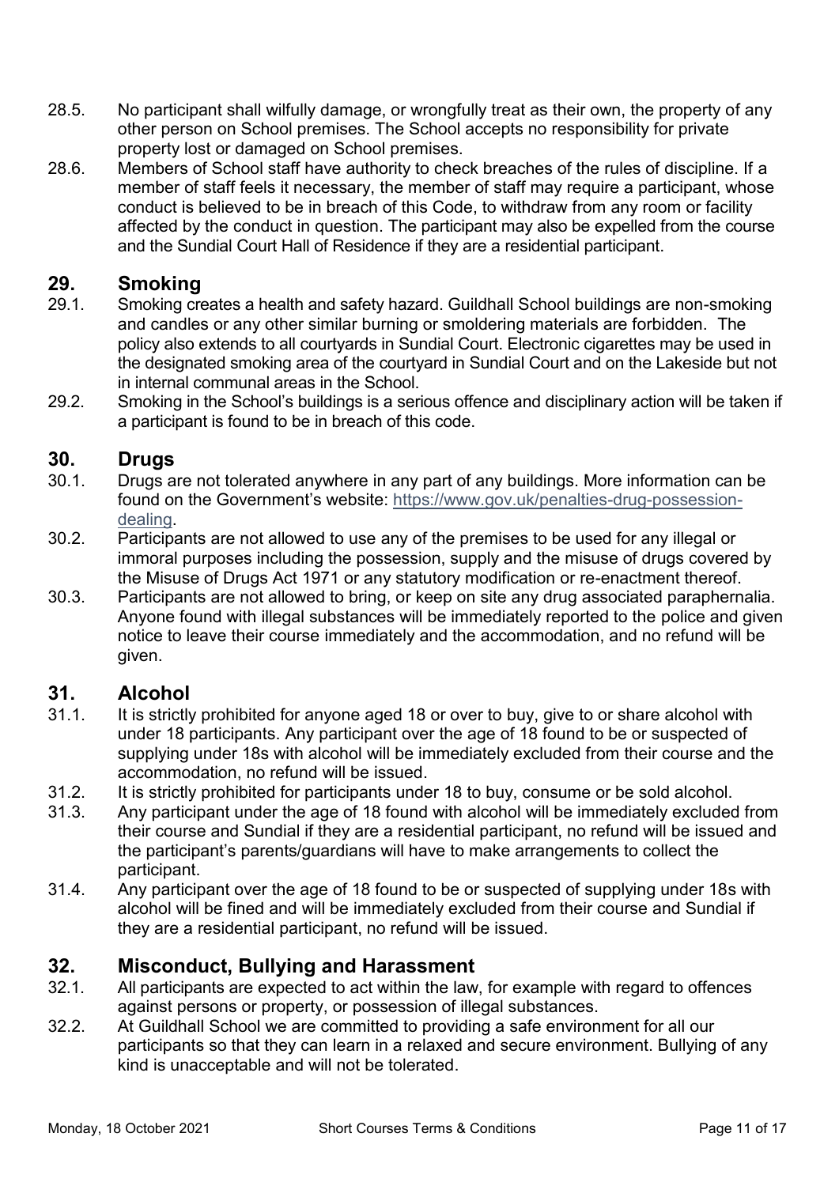28.5. No participant shall wilfully damage, or wrongfully treat as their own, the property of any other person on School premises. The School accepts no responsibility for private property lost or damaged on School premises.

28.6. Members of School staff have authority to check breaches of the rules of discipline. If a member of staff feels it necessary, the member of staff may require a participant, whose conduct is believed to be in breach of this Code, to withdraw from any room or facility affected by the conduct in question. The participant may also be expelled from the course and the Sundial Court Hall of Residence if they are a residential participant.

## 29. Smoking

29.1. Smoking creates a health and safety hazard. Guildhall School buildings are non-smoking and candles or any other similar burning or smoldering materials are forbidden. The policy also extends to all courtyards in Sundial Court. Electronic cigarettes may be used in the designated smoking area of the courtyard in Sundial Court and on the Lakeside but not in internal communal areas in the School.

29.2. Smoking in the School's buildings is a serious offence and disciplinary action will be taken if a participant is found to be in breach of this code.

## 30. Drugs

30.1. Drugs are not tolerated anywhere in any part of any buildings. More information can be found on the Government's website: [https://www.gov.uk/penalties-drug-possession-dealing](https://www.gov.uk/penalties-drug-possession-dealing).

30.2. Participants are not allowed to use any of the premises to be used for any illegal or immoral purposes including the possession, supply and the misuse of drugs covered by the Misuse of Drugs Act 1971 or any statutory modification or re-enactment thereof.

30.3. Participants are not allowed to bring, or keep on site any drug associated paraphernalia. Anyone found with illegal substances will be immediately reported to the police and given notice to leave their course immediately and the accommodation, and no refund will be given.

## 31. Alcohol

31.1. It is strictly prohibited for anyone aged 18 or over to buy, give to or share alcohol with under 18 participants. Any participant over the age of 18 found to be or suspected of supplying under 18s with alcohol will be immediately excluded from their course and the accommodation, no refund will be issued.

31.2. It is strictly prohibited for participants under 18 to buy, consume or be sold alcohol.

31.3. Any participant under the age of 18 found with alcohol will be immediately excluded from their course and Sundial if they are a residential participant, no refund will be issued and the participant's parents/guardians will have to make arrangements to collect the participant.

31.4. Any participant over the age of 18 found to be or suspected of supplying under 18s with alcohol will be fined and will be immediately excluded from their course and Sundial if they are a residential participant, no refund will be issued.

## 32. Misconduct, Bullying and Harassment

32.1. All participants are expected to act within the law, for example with regard to offences against persons or property, or possession of illegal substances.

32.2. At Guildhall School we are committed to providing a safe environment for all our participants so that they can learn in a relaxed and secure environment. Bullying of any kind is unacceptable and will not be tolerated.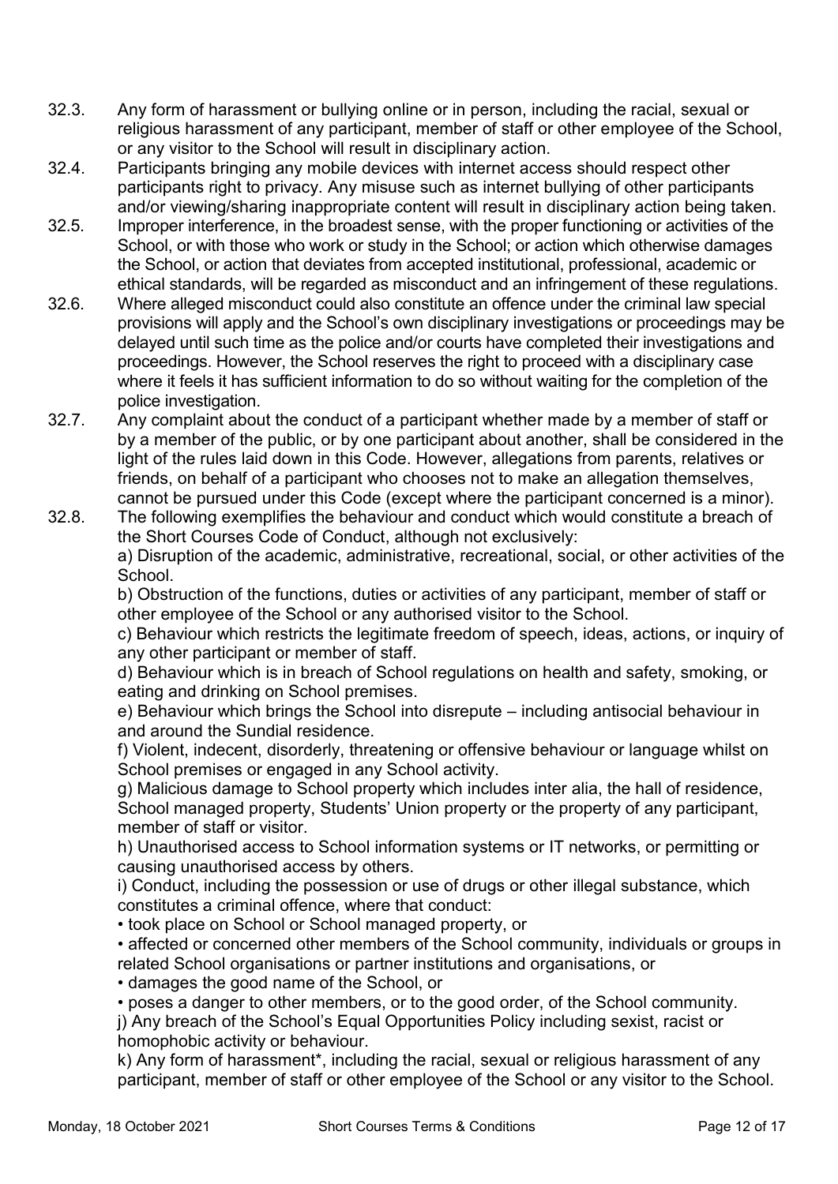32.3. Any form of harassment or bullying online or in person, including the racial, sexual or religious harassment of any participant, member of staff or other employee of the School, or any visitor to the School will result in disciplinary action.

32.4. Participants bringing any mobile devices with internet access should respect other participants right to privacy. Any misuse such as internet bullying of other participants and/or viewing/sharing inappropriate content will result in disciplinary action being taken.

32.5. Improper interference, in the broadest sense, with the proper functioning or activities of the School, or with those who work or study in the School; or action which otherwise damages the School, or action that deviates from accepted institutional, professional, academic or ethical standards, will be regarded as misconduct and an infringement of these regulations.

32.6. Where alleged misconduct could also constitute an offence under the criminal law special provisions will apply and the School's own disciplinary investigations or proceedings may be delayed until such time as the police and/or courts have completed their investigations and proceedings. However, the School reserves the right to proceed with a disciplinary case where it feels it has sufficient information to do so without waiting for the completion of the police investigation.

32.7. Any complaint about the conduct of a participant whether made by a member of staff or by a member of the public, or by one participant about another, shall be considered in the light of the rules laid down in this Code. However, allegations from parents, relatives or friends, on behalf of a participant who chooses not to make an allegation themselves, cannot be pursued under this Code (except where the participant concerned is a minor).

32.8. The following exemplifies the behaviour and conduct which would constitute a breach of the Short Courses Code of Conduct, although not exclusively:

a) Disruption of the academic, administrative, recreational, social, or other activities of the School.

b) Obstruction of the functions, duties or activities of any participant, member of staff or other employee of the School or any authorised visitor to the School.

c) Behaviour which restricts the legitimate freedom of speech, ideas, actions, or inquiry of any other participant or member of staff.

d) Behaviour which is in breach of School regulations on health and safety, smoking, or eating and drinking on School premises.

e) Behaviour which brings the School into disrepute – including antisocial behaviour in and around the Sundial residence.

f) Violent, indecent, disorderly, threatening or offensive behaviour or language whilst on School premises or engaged in any School activity.

g) Malicious damage to School property which includes inter alia, the hall of residence, School managed property, Students' Union property or the property of any participant, member of staff or visitor.

h) Unauthorised access to School information systems or IT networks, or permitting or causing unauthorised access by others.

i) Conduct, including the possession or use of drugs or other illegal substance, which constitutes a criminal offence, where that conduct:

- took place on School or School managed property, or
- affected or concerned other members of the School community, individuals or groups in related School organisations or partner institutions and organisations, or
- damages the good name of the School, or
- poses a danger to other members, or to the good order, of the School community.

j) Any breach of the School's Equal Opportunities Policy including sexist, racist or homophobic activity or behaviour.

k) Any form of harassment*, including the racial, sexual or religious harassment of any participant, member of staff or other employee of the School or any visitor to the School.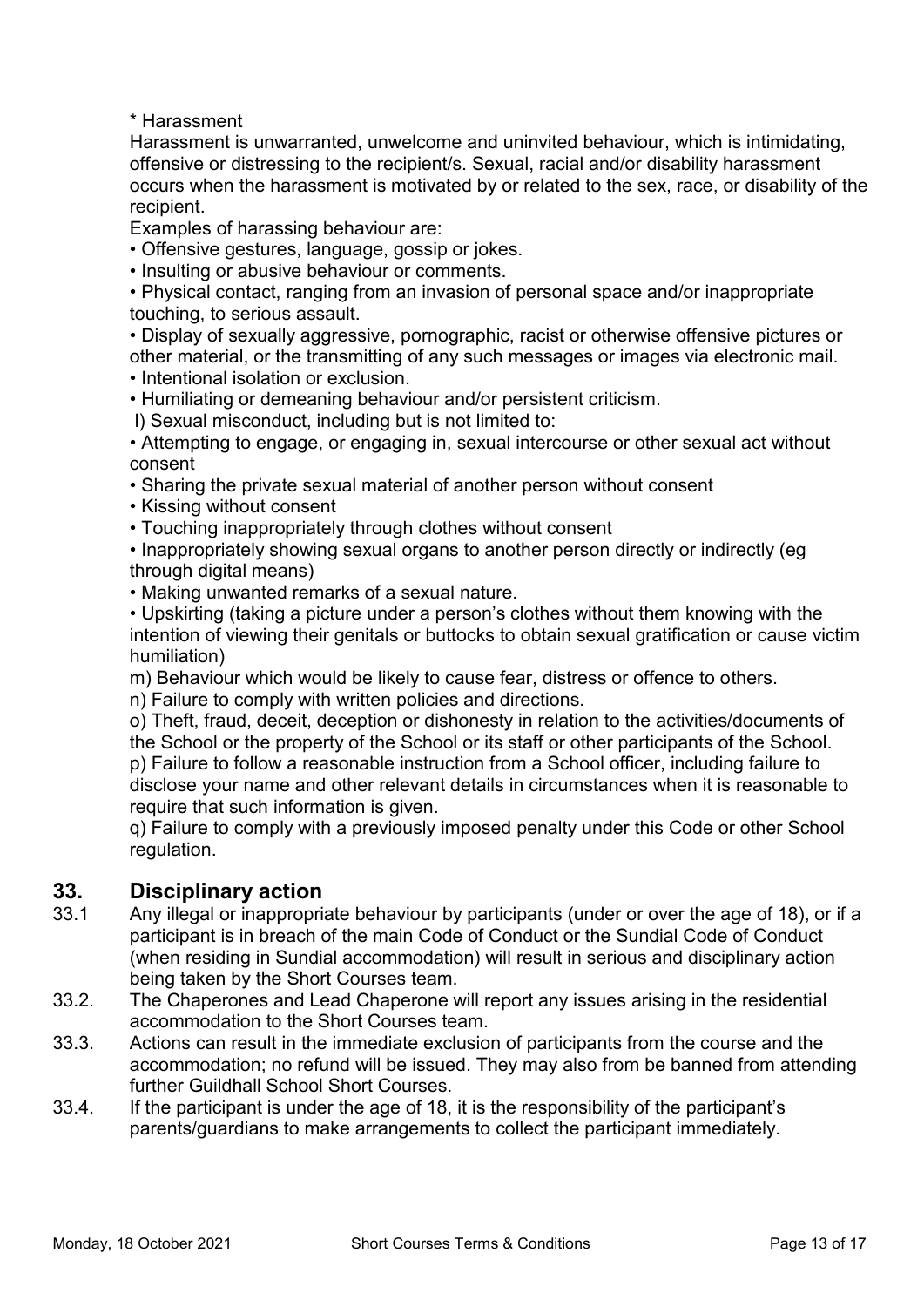\* Harassment

Harassment is unwarranted, unwelcome and uninvited behaviour, which is intimidating, offensive or distressing to the recipient/s. Sexual, racial and/or disability harassment occurs when the harassment is motivated by or related to the sex, race, or disability of the recipient.

Examples of harassing behaviour are:

- Offensive gestures, language, gossip or jokes.
- Insulting or abusive behaviour or comments.
- Physical contact, ranging from an invasion of personal space and/or inappropriate touching, to serious assault.
- Display of sexually aggressive, pornographic, racist or otherwise offensive pictures or other material, or the transmitting of any such messages or images via electronic mail.
- Intentional isolation or exclusion.
- Humiliating or demeaning behaviour and/or persistent criticism.

l) Sexual misconduct, including but is not limited to:

- Attempting to engage, or engaging in, sexual intercourse or other sexual act without consent
- Sharing the private sexual material of another person without consent
- Kissing without consent
- Touching inappropriately through clothes without consent
- Inappropriately showing sexual organs to another person directly or indirectly (eg through digital means)
- Making unwanted remarks of a sexual nature.
- Upskirting (taking a picture under a person's clothes without them knowing with the intention of viewing their genitals or buttocks to obtain sexual gratification or cause victim humiliation)

m) Behaviour which would be likely to cause fear, distress or offence to others.

n) Failure to comply with written policies and directions.

o) Theft, fraud, deceit, deception or dishonesty in relation to the activities/documents of the School or the property of the School or its staff or other participants of the School.

p) Failure to follow a reasonable instruction from a School officer, including failure to disclose your name and other relevant details in circumstances when it is reasonable to require that such information is given.

q) Failure to comply with a previously imposed penalty under this Code or other School regulation.

## 33. Disciplinary action

33.1 Any illegal or inappropriate behaviour by participants (under or over the age of 18), or if a participant is in breach of the main Code of Conduct or the Sundial Code of Conduct (when residing in Sundial accommodation) will result in serious and disciplinary action being taken by the Short Courses team.

33.2. The Chaperones and Lead Chaperone will report any issues arising in the residential accommodation to the Short Courses team.

33.3. Actions can result in the immediate exclusion of participants from the course and the accommodation; no refund will be issued. They may also from be banned from attending further Guildhall School Short Courses.

33.4. If the participant is under the age of 18, it is the responsibility of the participant's parents/guardians to make arrangements to collect the participant immediately.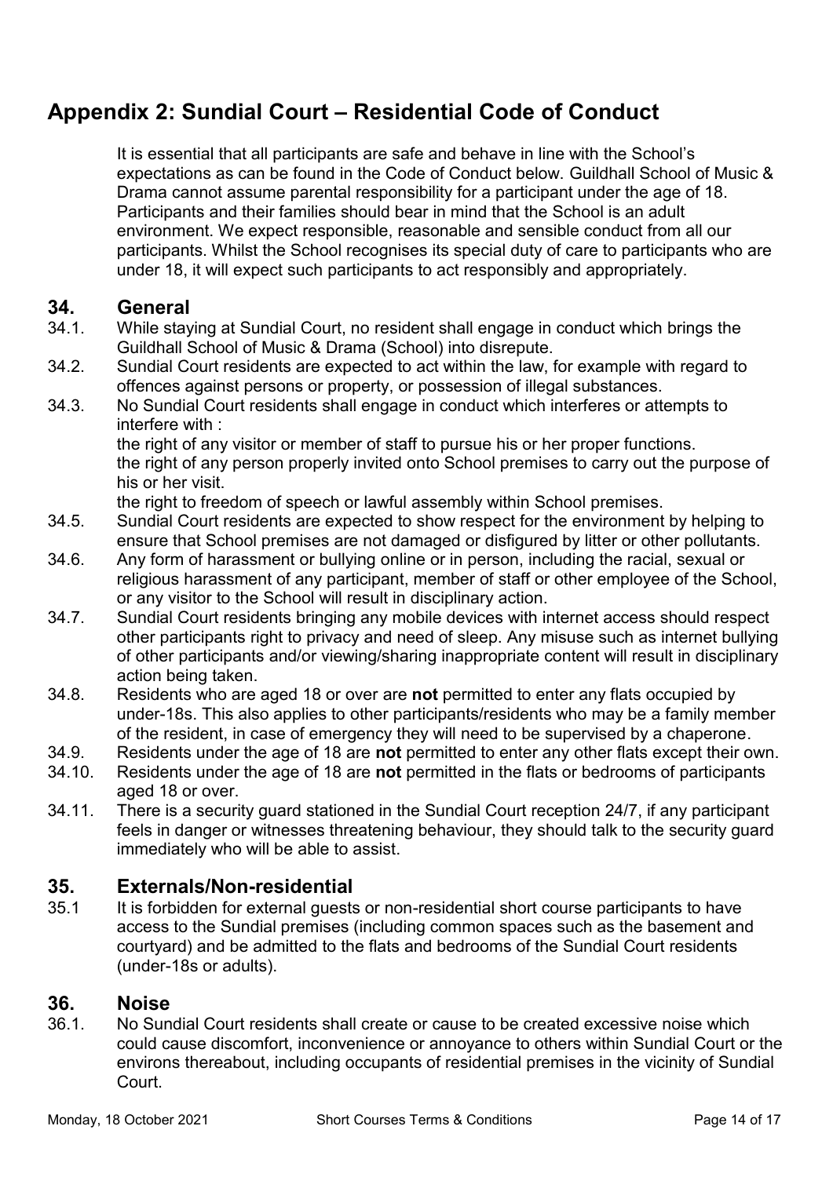# Appendix 2: Sundial Court – Residential Code of Conduct

It is essential that all participants are safe and behave in line with the School's expectations as can be found in the Code of Conduct below. Guildhall School of Music & Drama cannot assume parental responsibility for a participant under the age of 18. Participants and their families should bear in mind that the School is an adult environment. We expect responsible, reasonable and sensible conduct from all our participants. Whilst the School recognises its special duty of care to participants who are under 18, it will expect such participants to act responsibly and appropriately.

## 34. General

34.1. While staying at Sundial Court, no resident shall engage in conduct which brings the Guildhall School of Music & Drama (School) into disrepute.

34.2. Sundial Court residents are expected to act within the law, for example with regard to offences against persons or property, or possession of illegal substances.

34.3. No Sundial Court residents shall engage in conduct which interferes or attempts to interfere with :

the right of any visitor or member of staff to pursue his or her proper functions.
the right of any person properly invited onto School premises to carry out the purpose of his or her visit.
the right to freedom of speech or lawful assembly within School premises.

34.5. Sundial Court residents are expected to show respect for the environment by helping to ensure that School premises are not damaged or disfigured by litter or other pollutants.

34.6. Any form of harassment or bullying online or in person, including the racial, sexual or religious harassment of any participant, member of staff or other employee of the School, or any visitor to the School will result in disciplinary action.

34.7. Sundial Court residents bringing any mobile devices with internet access should respect other participants right to privacy and need of sleep. Any misuse such as internet bullying of other participants and/or viewing/sharing inappropriate content will result in disciplinary action being taken.

34.8. Residents who are aged 18 or over are **not** permitted to enter any flats occupied by under-18s. This also applies to other participants/residents who may be a family member of the resident, in case of emergency they will need to be supervised by a chaperone.

34.9. Residents under the age of 18 are **not** permitted to enter any other flats except their own.

34.10. Residents under the age of 18 are **not** permitted in the flats or bedrooms of participants aged 18 or over.

34.11. There is a security guard stationed in the Sundial Court reception 24/7, if any participant feels in danger or witnesses threatening behaviour, they should talk to the security guard immediately who will be able to assist.

## 35. Externals/Non-residential

35.1 It is forbidden for external guests or non-residential short course participants to have access to the Sundial premises (including common spaces such as the basement and courtyard) and be admitted to the flats and bedrooms of the Sundial Court residents (under-18s or adults).

## 36. Noise

36.1. No Sundial Court residents shall create or cause to be created excessive noise which could cause discomfort, inconvenience or annoyance to others within Sundial Court or the environs thereabout, including occupants of residential premises in the vicinity of Sundial Court.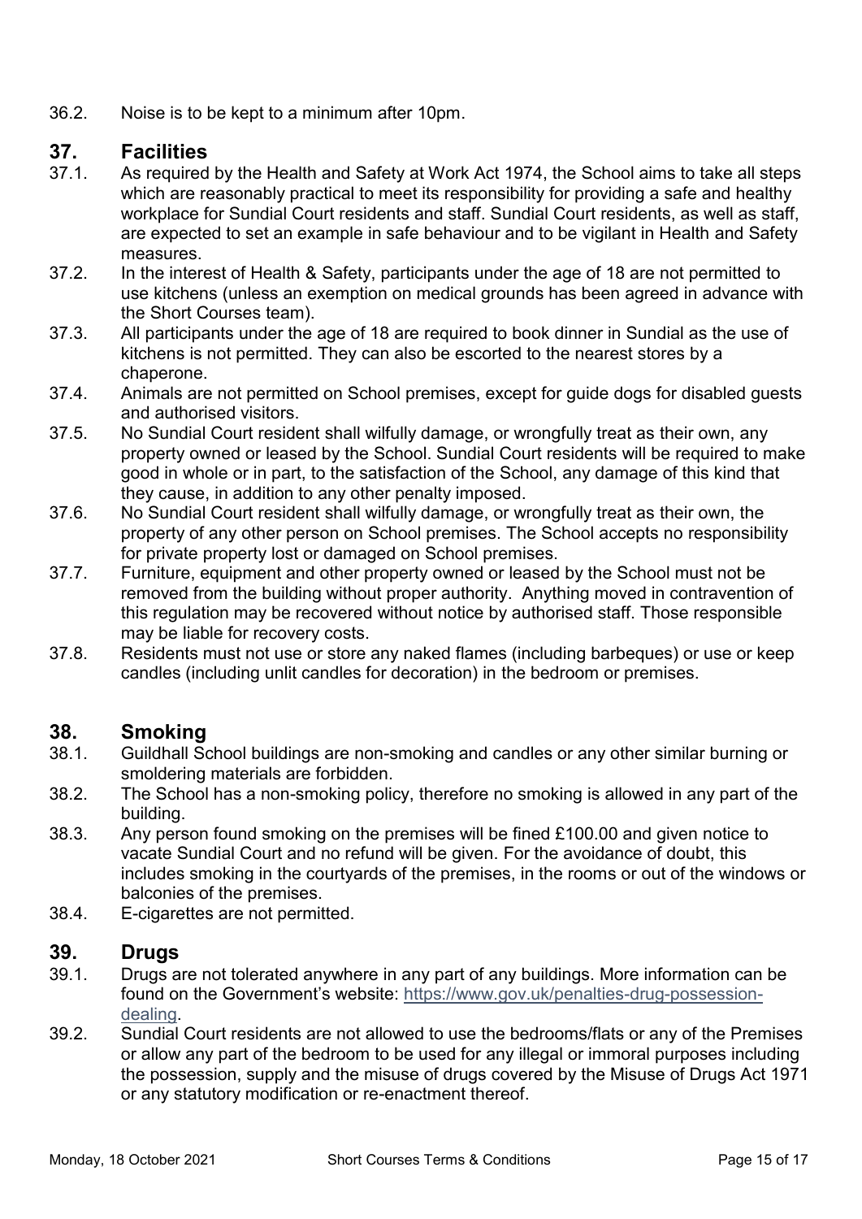36.2. Noise is to be kept to a minimum after 10pm.

## 37. Facilities

37.1. As required by the Health and Safety at Work Act 1974, the School aims to take all steps which are reasonably practical to meet its responsibility for providing a safe and healthy workplace for Sundial Court residents and staff. Sundial Court residents, as well as staff, are expected to set an example in safe behaviour and to be vigilant in Health and Safety measures.

37.2. In the interest of Health & Safety, participants under the age of 18 are not permitted to use kitchens (unless an exemption on medical grounds has been agreed in advance with the Short Courses team).

37.3. All participants under the age of 18 are required to book dinner in Sundial as the use of kitchens is not permitted. They can also be escorted to the nearest stores by a chaperone.

37.4. Animals are not permitted on School premises, except for guide dogs for disabled guests and authorised visitors.

37.5. No Sundial Court resident shall wilfully damage, or wrongfully treat as their own, any property owned or leased by the School. Sundial Court residents will be required to make good in whole or in part, to the satisfaction of the School, any damage of this kind that they cause, in addition to any other penalty imposed.

37.6. No Sundial Court resident shall wilfully damage, or wrongfully treat as their own, the property of any other person on School premises. The School accepts no responsibility for private property lost or damaged on School premises.

37.7. Furniture, equipment and other property owned or leased by the School must not be removed from the building without proper authority. Anything moved in contravention of this regulation may be recovered without notice by authorised staff. Those responsible may be liable for recovery costs.

37.8. Residents must not use or store any naked flames (including barbeques) or use or keep candles (including unlit candles for decoration) in the bedroom or premises.

## 38. Smoking

38.1. Guildhall School buildings are non-smoking and candles or any other similar burning or smoldering materials are forbidden.

38.2. The School has a non-smoking policy, therefore no smoking is allowed in any part of the building.

38.3. Any person found smoking on the premises will be fined £100.00 and given notice to vacate Sundial Court and no refund will be given. For the avoidance of doubt, this includes smoking in the courtyards of the premises, in the rooms or out of the windows or balconies of the premises.

38.4. E-cigarettes are not permitted.

## 39. Drugs

39.1. Drugs are not tolerated anywhere in any part of any buildings. More information can be found on the Government's website: https://www.gov.uk/penalties-drug-possession-dealing.

39.2. Sundial Court residents are not allowed to use the bedrooms/flats or any of the Premises or allow any part of the bedroom to be used for any illegal or immoral purposes including the possession, supply and the misuse of drugs covered by the Misuse of Drugs Act 1971 or any statutory modification or re-enactment thereof.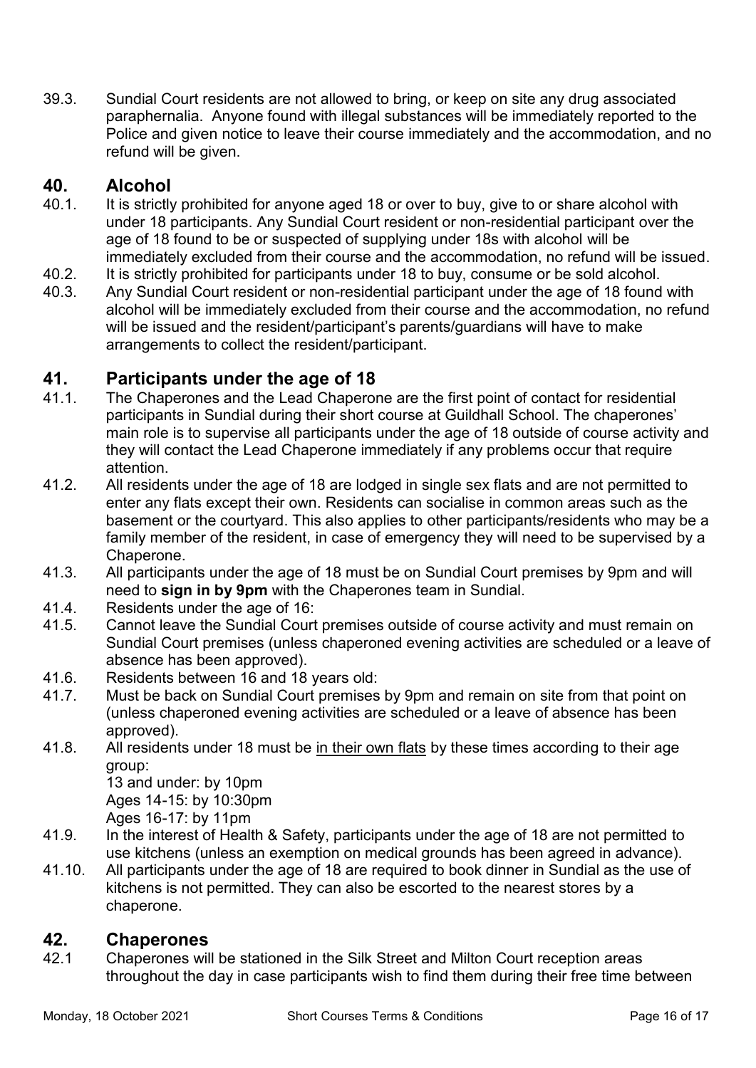39.3. Sundial Court residents are not allowed to bring, or keep on site any drug associated paraphernalia. Anyone found with illegal substances will be immediately reported to the Police and given notice to leave their course immediately and the accommodation, and no refund will be given.

## 40. Alcohol

40.1. It is strictly prohibited for anyone aged 18 or over to buy, give to or share alcohol with under 18 participants. Any Sundial Court resident or non-residential participant over the age of 18 found to be or suspected of supplying under 18s with alcohol will be immediately excluded from their course and the accommodation, no refund will be issued.

40.2. It is strictly prohibited for participants under 18 to buy, consume or be sold alcohol.

40.3. Any Sundial Court resident or non-residential participant under the age of 18 found with alcohol will be immediately excluded from their course and the accommodation, no refund will be issued and the resident/participant's parents/guardians will have to make arrangements to collect the resident/participant.

## 41. Participants under the age of 18

41.1. The Chaperones and the Lead Chaperone are the first point of contact for residential participants in Sundial during their short course at Guildhall School. The chaperones' main role is to supervise all participants under the age of 18 outside of course activity and they will contact the Lead Chaperone immediately if any problems occur that require attention.

41.2. All residents under the age of 18 are lodged in single sex flats and are not permitted to enter any flats except their own. Residents can socialise in common areas such as the basement or the courtyard. This also applies to other participants/residents who may be a family member of the resident, in case of emergency they will need to be supervised by a Chaperone.

41.3. All participants under the age of 18 must be on Sundial Court premises by 9pm and will need to **sign in by 9pm** with the Chaperones team in Sundial.

41.4. Residents under the age of 16:

41.5. Cannot leave the Sundial Court premises outside of course activity and must remain on Sundial Court premises (unless chaperoned evening activities are scheduled or a leave of absence has been approved).

41.6. Residents between 16 and 18 years old:

41.7. Must be back on Sundial Court premises by 9pm and remain on site from that point on (unless chaperoned evening activities are scheduled or a leave of absence has been approved).

41.8. All residents under 18 must be <u>in their own flats</u> by these times according to their age group:
13 and under: by 10pm
Ages 14-15: by 10:30pm
Ages 16-17: by 11pm

41.9. In the interest of Health & Safety, participants under the age of 18 are not permitted to use kitchens (unless an exemption on medical grounds has been agreed in advance).

41.10. All participants under the age of 18 are required to book dinner in Sundial as the use of kitchens is not permitted. They can also be escorted to the nearest stores by a chaperone.

## 42. Chaperones

42.1 Chaperones will be stationed in the Silk Street and Milton Court reception areas throughout the day in case participants wish to find them during their free time between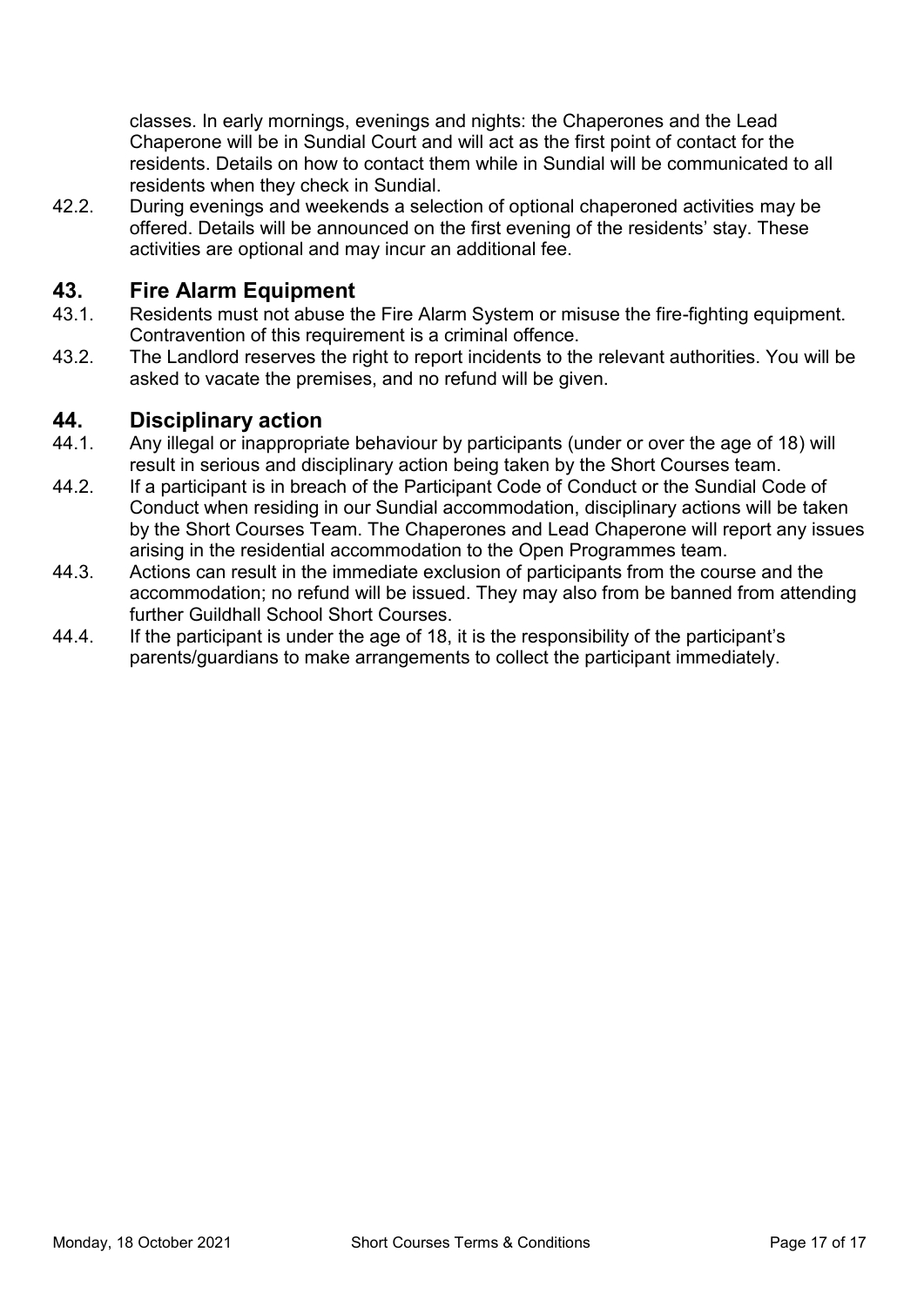classes. In early mornings, evenings and nights: the Chaperones and the Lead Chaperone will be in Sundial Court and will act as the first point of contact for the residents. Details on how to contact them while in Sundial will be communicated to all residents when they check in Sundial.

42.2. During evenings and weekends a selection of optional chaperoned activities may be offered. Details will be announced on the first evening of the residents' stay. These activities are optional and may incur an additional fee.

## 43. Fire Alarm Equipment

43.1. Residents must not abuse the Fire Alarm System or misuse the fire-fighting equipment. Contravention of this requirement is a criminal offence.

43.2. The Landlord reserves the right to report incidents to the relevant authorities. You will be asked to vacate the premises, and no refund will be given.

## 44. Disciplinary action

44.1. Any illegal or inappropriate behaviour by participants (under or over the age of 18) will result in serious and disciplinary action being taken by the Short Courses team.

44.2. If a participant is in breach of the Participant Code of Conduct or the Sundial Code of Conduct when residing in our Sundial accommodation, disciplinary actions will be taken by the Short Courses Team. The Chaperones and Lead Chaperone will report any issues arising in the residential accommodation to the Open Programmes team.

44.3. Actions can result in the immediate exclusion of participants from the course and the accommodation; no refund will be issued. They may also from be banned from attending further Guildhall School Short Courses.

44.4. If the participant is under the age of 18, it is the responsibility of the participant's parents/guardians to make arrangements to collect the participant immediately.